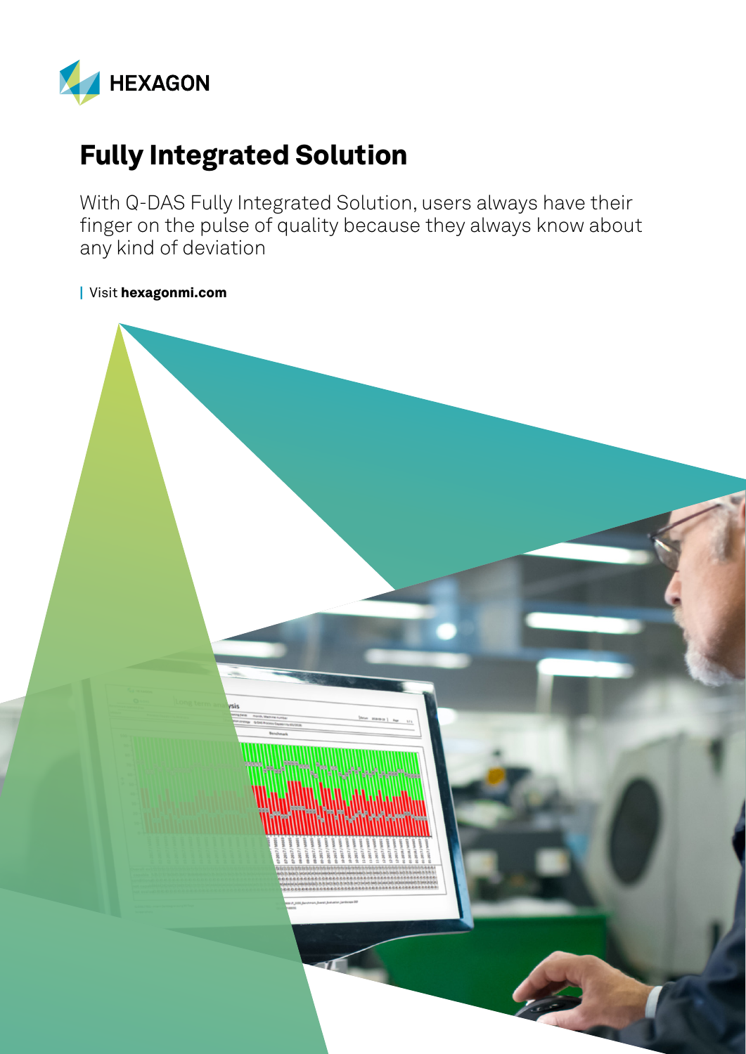HEXAGON

# Fully Integrated Solution

With Q-DAS Fully Integrated Solution, users always have their finger on the pulse of quality because they always know about any kind of deviation

| Visit **hexagonmi.com**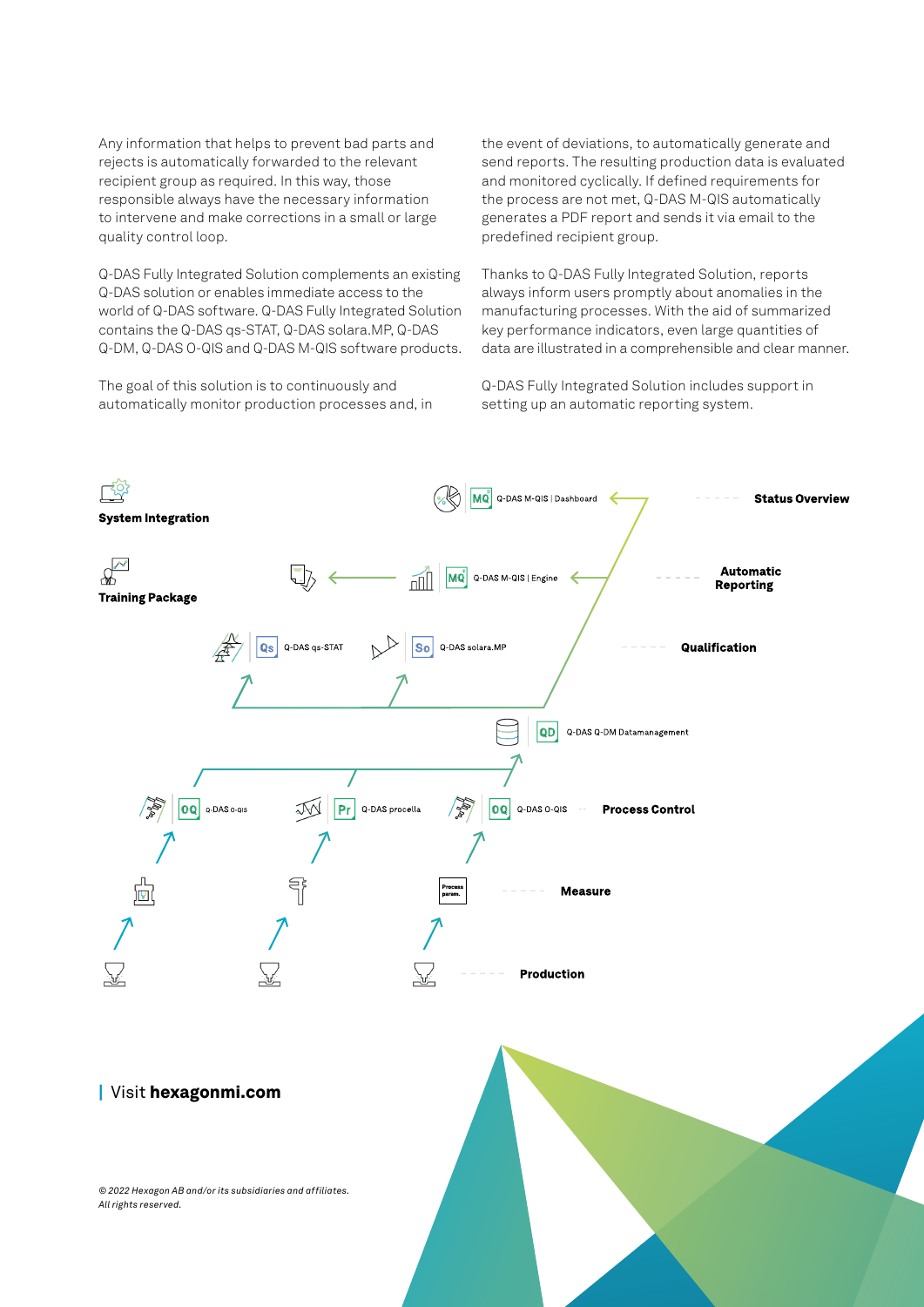Any information that helps to prevent bad parts and rejects is automatically forwarded to the relevant recipient group as required. In this way, those responsible always have the necessary information to intervene and make corrections in a small or large quality control loop.

Q-DAS Fully Integrated Solution complements an existing Q-DAS solution or enables immediate access to the world of Q-DAS software. Q-DAS Fully Integrated Solution contains the Q-DAS qs-STAT, Q-DAS solara.MP, Q-DAS Q-DM, Q-DAS O-QIS and Q-DAS M-QIS software products.

The goal of this solution is to continuously and automatically monitor production processes and, in the event of deviations, to automatically generate and send reports. The resulting production data is evaluated and monitored cyclically. If defined requirements for the process are not met, Q-DAS M-QIS automatically generates a PDF report and sends it via email to the predefined recipient group.

Thanks to Q-DAS Fully Integrated Solution, reports always inform users promptly about anomalies in the manufacturing processes. With the aid of summarized key performance indicators, even large quantities of data are illustrated in a comprehensible and clear manner.

Q-DAS Fully Integrated Solution includes support in setting up an automatic reporting system.

System Integration

Training Package

MQ Q-DAS M-QIS | Dashboard

Status Overview

MQ Q-DAS M-QIS | Engine

Automatic Reporting

Qs Q-DAS qs-STAT

So Q-DAS solara.MP

Qualification

QD Q-DAS Q-DM Datamanagement

OQ Q-DAS O-QIS

Pr Q-DAS procella

OQ Q-DAS O-QIS

Process Control

Process param.

Measure

Production

| Visit **hexagonmi.com**

*© 2022 Hexagon AB and/or its subsidiaries and affiliates. All rights reserved.*